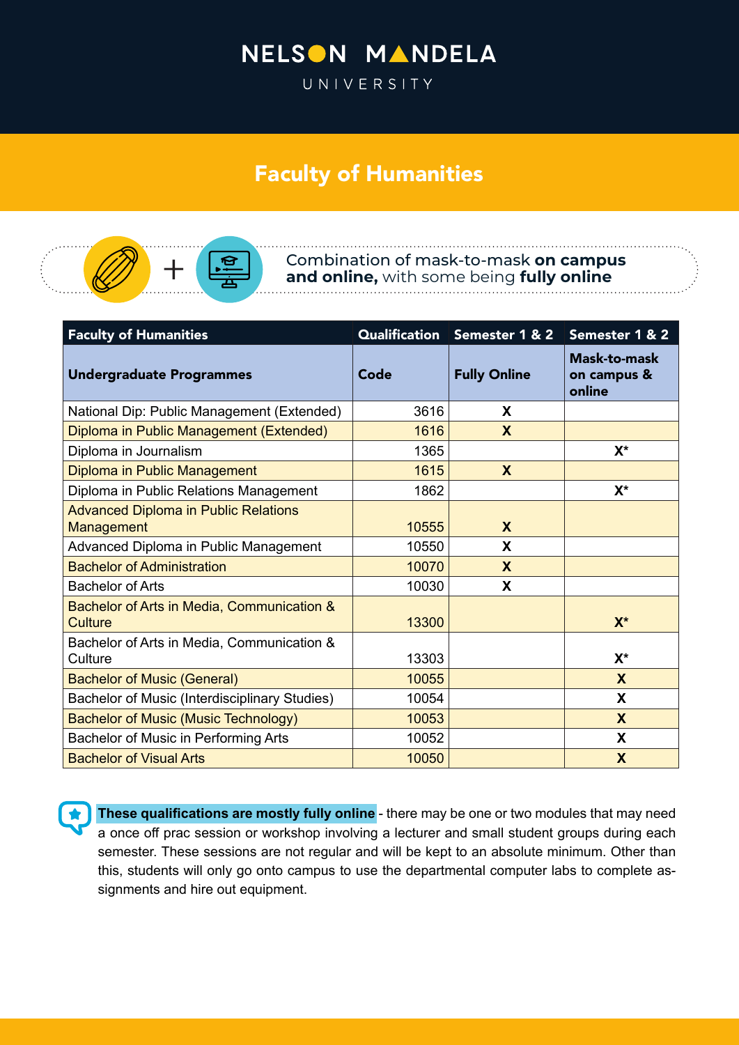NELSON MANDELA
UNIVERSITY

# Faculty of Humanities

Combination of mask-to-mask **on campus and online,** with some being **fully online**

| Faculty of Humanities | Qualification | Semester 1 & 2 | Semester 1 & 2 |
|---|---|---|---|
| **Undergraduate Programmes** | **Code** | **Fully Online** | **Mask-to-mask on campus & online** |
| National Dip: Public Management (Extended) | 3616 | X | |
| Diploma in Public Management (Extended) | 1616 | X | |
| Diploma in Journalism | 1365 | | X* |
| Diploma in Public Management | 1615 | X | |
| Diploma in Public Relations Management | 1862 | | X* |
| Advanced Diploma in Public Relations Management | 10555 | X | |
| Advanced Diploma in Public Management | 10550 | X | |
| Bachelor of Administration | 10070 | X | |
| Bachelor of Arts | 10030 | X | |
| Bachelor of Arts in Media, Communication & Culture | 13300 | | X* |
| Bachelor of Arts in Media, Communication & Culture | 13303 | | X* |
| Bachelor of Music (General) | 10055 | | X |
| Bachelor of Music (Interdisciplinary Studies) | 10054 | | X |
| Bachelor of Music (Music Technology) | 10053 | | X |
| Bachelor of Music in Performing Arts | 10052 | | X |
| Bachelor of Visual Arts | 10050 | | X |

**These qualifications are mostly fully online** - there may be one or two modules that may need a once off prac session or workshop involving a lecturer and small student groups during each semester. These sessions are not regular and will be kept to an absolute minimum. Other than this, students will only go onto campus to use the departmental computer labs to complete assignments and hire out equipment.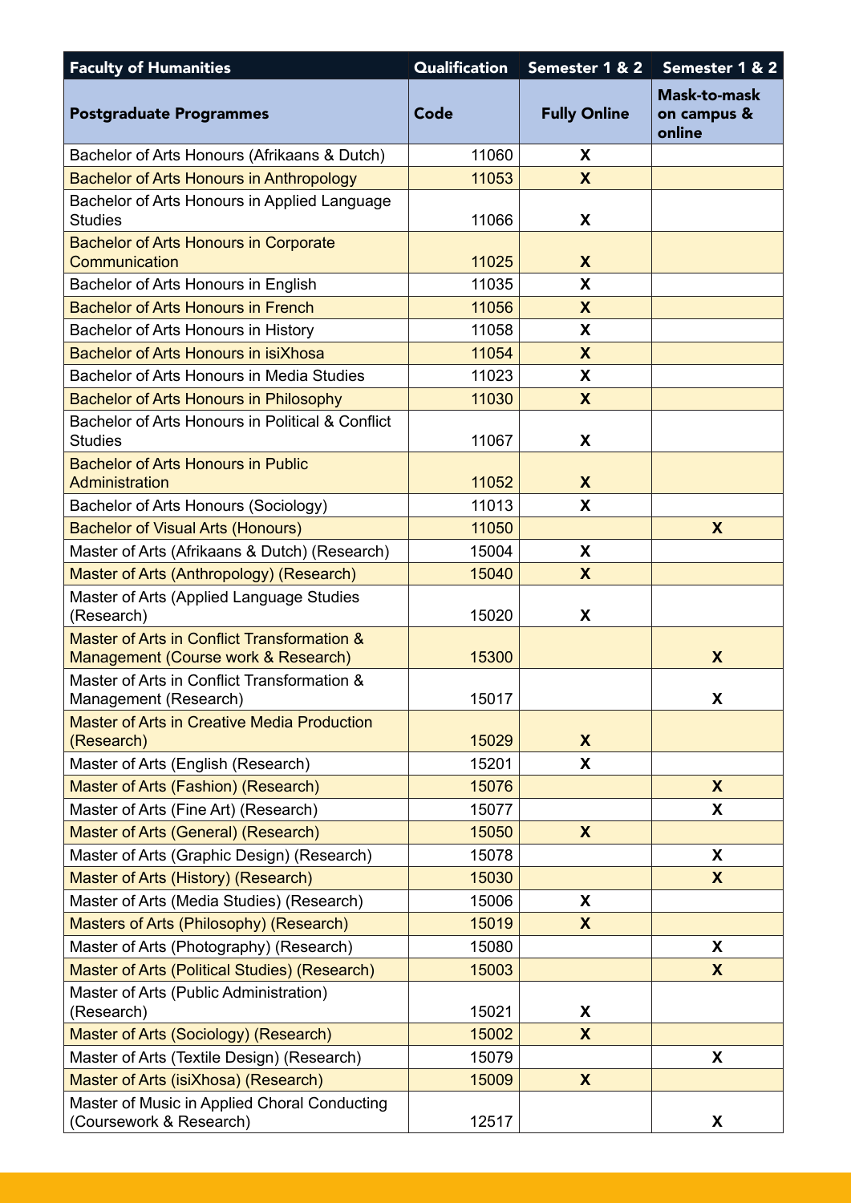| Faculty of Humanities | Qualification | Semester 1 & 2 | Semester 1 & 2 |
|---|---|---|---|
| **Postgraduate Programmes** | **Code** | **Fully Online** | **Mask-to-mask on campus & online** |
| Bachelor of Arts Honours (Afrikaans & Dutch) | 11060 | X | |
| Bachelor of Arts Honours in Anthropology | 11053 | X | |
| Bachelor of Arts Honours in Applied Language Studies | 11066 | X | |
| Bachelor of Arts Honours in Corporate Communication | 11025 | X | |
| Bachelor of Arts Honours in English | 11035 | X | |
| Bachelor of Arts Honours in French | 11056 | X | |
| Bachelor of Arts Honours in History | 11058 | X | |
| Bachelor of Arts Honours in isiXhosa | 11054 | X | |
| Bachelor of Arts Honours in Media Studies | 11023 | X | |
| Bachelor of Arts Honours in Philosophy | 11030 | X | |
| Bachelor of Arts Honours in Political & Conflict Studies | 11067 | X | |
| Bachelor of Arts Honours in Public Administration | 11052 | X | |
| Bachelor of Arts Honours (Sociology) | 11013 | X | |
| Bachelor of Visual Arts (Honours) | 11050 | | X |
| Master of Arts (Afrikaans & Dutch) (Research) | 15004 | X | |
| Master of Arts (Anthropology) (Research) | 15040 | X | |
| Master of Arts (Applied Language Studies (Research) | 15020 | X | |
| Master of Arts in Conflict Transformation & Management (Course work & Research) | 15300 | | X |
| Master of Arts in Conflict Transformation & Management (Research) | 15017 | | X |
| Master of Arts in Creative Media Production (Research) | 15029 | X | |
| Master of Arts (English (Research) | 15201 | X | |
| Master of Arts (Fashion) (Research) | 15076 | | X |
| Master of Arts (Fine Art) (Research) | 15077 | | X |
| Master of Arts (General) (Research) | 15050 | X | |
| Master of Arts (Graphic Design) (Research) | 15078 | | X |
| Master of Arts (History) (Research) | 15030 | | X |
| Master of Arts (Media Studies) (Research) | 15006 | X | |
| Masters of Arts (Philosophy) (Research) | 15019 | X | |
| Master of Arts (Photography) (Research) | 15080 | | X |
| Master of Arts (Political Studies) (Research) | 15003 | | X |
| Master of Arts (Public Administration) (Research) | 15021 | X | |
| Master of Arts (Sociology) (Research) | 15002 | X | |
| Master of Arts (Textile Design) (Research) | 15079 | | X |
| Master of Arts (isiXhosa) (Research) | 15009 | X | |
| Master of Music in Applied Choral Conducting (Coursework & Research) | 12517 | | X |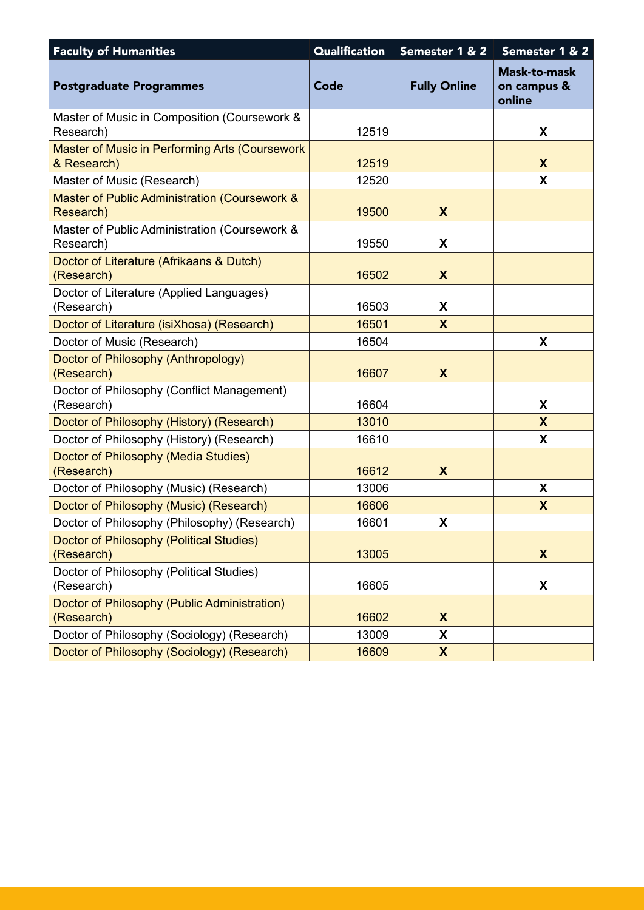| Faculty of Humanities | Qualification | Semester 1 & 2 | Semester 1 & 2 |
| --- | --- | --- | --- |
| **Postgraduate Programmes** | **Code** | **Fully Online** | **Mask-to-mask on campus & online** |
| Master of Music in Composition (Coursework & Research) | 12519 | | **X** |
| Master of Music in Performing Arts (Coursework & Research) | 12519 | | **X** |
| Master of Music (Research) | 12520 | | **X** |
| Master of Public Administration (Coursework & Research) | 19500 | **X** | |
| Master of Public Administration (Coursework & Research) | 19550 | **X** | |
| Doctor of Literature (Afrikaans & Dutch) (Research) | 16502 | **X** | |
| Doctor of Literature (Applied Languages) (Research) | 16503 | **X** | |
| Doctor of Literature (isiXhosa) (Research) | 16501 | **X** | |
| Doctor of Music (Research) | 16504 | | **X** |
| Doctor of Philosophy (Anthropology) (Research) | 16607 | **X** | |
| Doctor of Philosophy (Conflict Management) (Research) | 16604 | | **X** |
| Doctor of Philosophy (History) (Research) | 13010 | | **X** |
| Doctor of Philosophy (History) (Research) | 16610 | | **X** |
| Doctor of Philosophy (Media Studies) (Research) | 16612 | **X** | |
| Doctor of Philosophy (Music) (Research) | 13006 | | **X** |
| Doctor of Philosophy (Music) (Research) | 16606 | | **X** |
| Doctor of Philosophy (Philosophy) (Research) | 16601 | **X** | |
| Doctor of Philosophy (Political Studies) (Research) | 13005 | | **X** |
| Doctor of Philosophy (Political Studies) (Research) | 16605 | | **X** |
| Doctor of Philosophy (Public Administration) (Research) | 16602 | **X** | |
| Doctor of Philosophy (Sociology) (Research) | 13009 | **X** | |
| Doctor of Philosophy (Sociology) (Research) | 16609 | **X** | |